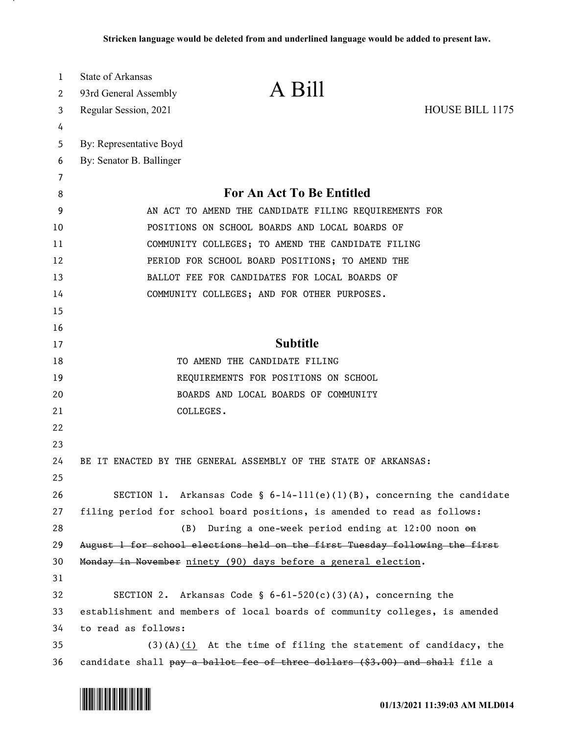**Stricken language would be deleted from and underlined language would be added to present law.**

State of Arkansas
93rd General Assembly
Regular Session, 2021

# A Bill

HOUSE BILL 1175

By: Representative Boyd
By: Senator B. Ballinger

## For An Act To Be Entitled

AN ACT TO AMEND THE CANDIDATE FILING REQUIREMENTS FOR POSITIONS ON SCHOOL BOARDS AND LOCAL BOARDS OF COMMUNITY COLLEGES; TO AMEND THE CANDIDATE FILING PERIOD FOR SCHOOL BOARD POSITIONS; TO AMEND THE BALLOT FEE FOR CANDIDATES FOR LOCAL BOARDS OF COMMUNITY COLLEGES; AND FOR OTHER PURPOSES.

## Subtitle

TO AMEND THE CANDIDATE FILING REQUIREMENTS FOR POSITIONS ON SCHOOL BOARDS AND LOCAL BOARDS OF COMMUNITY COLLEGES.

BE IT ENACTED BY THE GENERAL ASSEMBLY OF THE STATE OF ARKANSAS:

SECTION 1. Arkansas Code § 6-14-111(e)(1)(B), concerning the candidate filing period for school board positions, is amended to read as follows:

(B) During a one-week period ending at 12:00 noon ~~on August 1 for school elections held on the first Tuesday following the first Monday in November~~ <u>ninety (90) days before a general election</u>.

SECTION 2. Arkansas Code § 6-61-520(c)(3)(A), concerning the establishment and members of local boards of community colleges, is amended to read as follows:

(3)(A)<u>(i)</u> At the time of filing the statement of candidacy, the candidate shall ~~pay a ballot fee of three dollars ($3.00) and shall~~ file a

01/13/2021 11:39:03 AM MLD014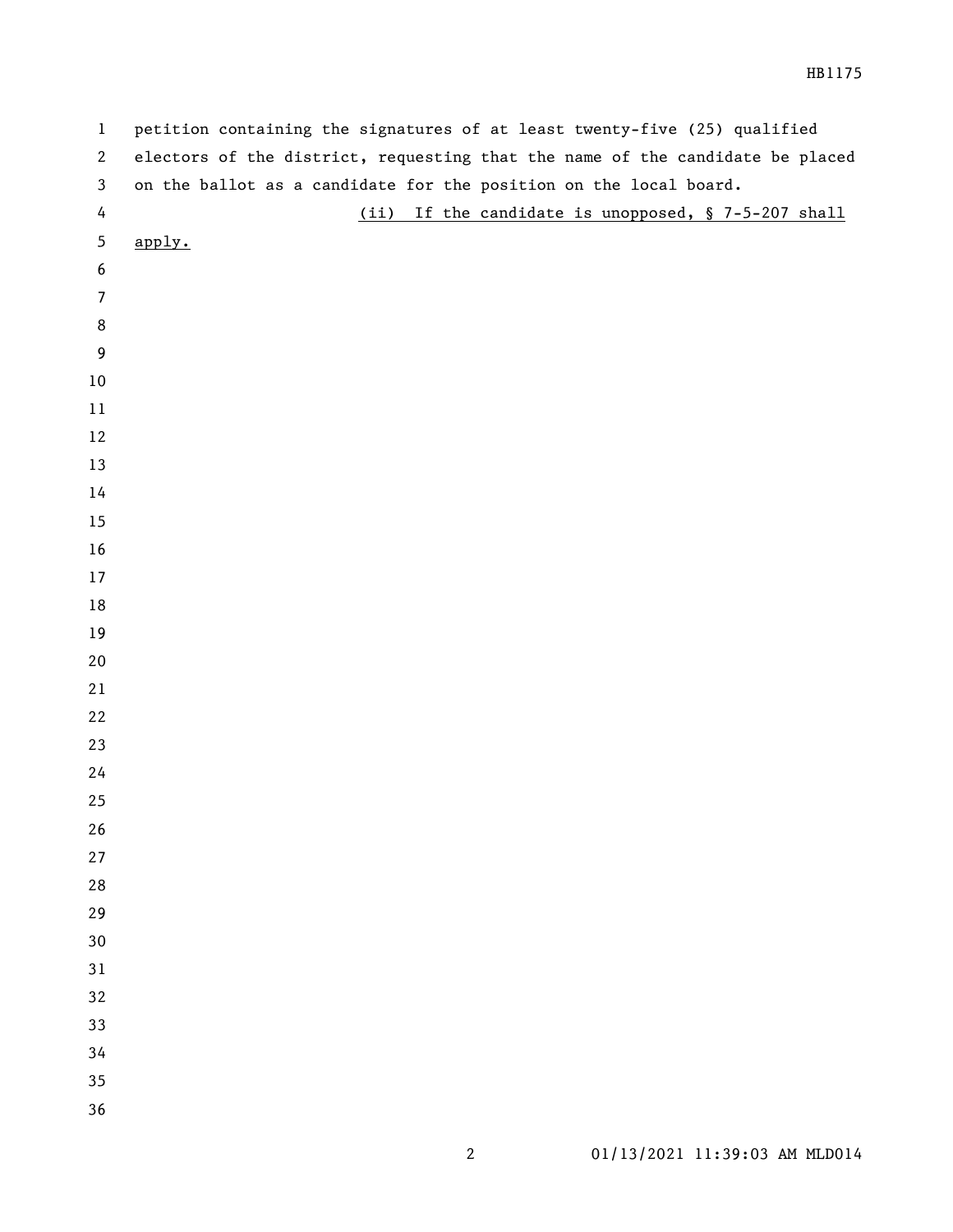petition containing the signatures of at least twenty-five (25) qualified electors of the district, requesting that the name of the candidate be placed on the ballot as a candidate for the position on the local board.

<u>(ii) If the candidate is unopposed, § 7-5-207 shall apply.</u>